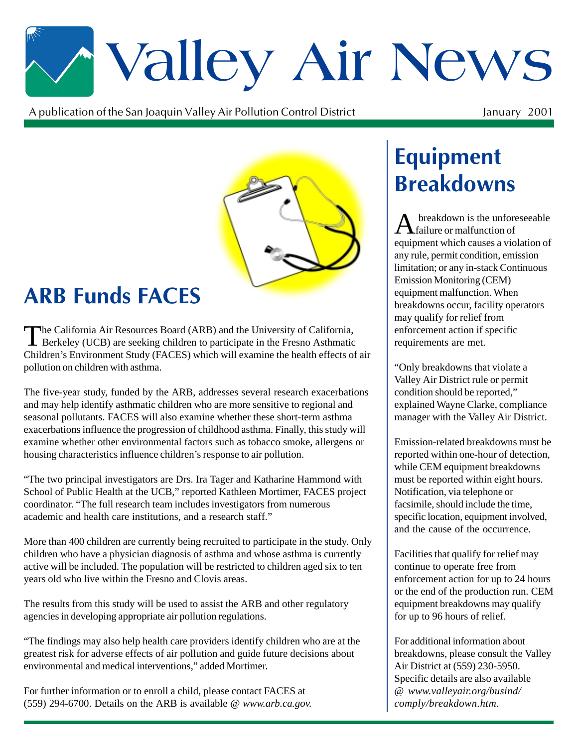# Valley Air News

A publication of the San Joaquin Valley Air Pollution Control District

January 2001

## ARB Funds FACES

The California Air Resources Board (ARB) and the University of California, Berkeley (UCB) are seeking children to participate in the Fresno Asthmatic Children's Environment Study (FACES) which will examine the health effects of air pollution on children with asthma.

The five-year study, funded by the ARB, addresses several research exacerbations and may help identify asthmatic children who are more sensitive to regional and seasonal pollutants. FACES will also examine whether these short-term asthma exacerbations influence the progression of childhood asthma. Finally, this study will examine whether other environmental factors such as tobacco smoke, allergens or housing characteristics influence children's response to air pollution.

"The two principal investigators are Drs. Ira Tager and Katharine Hammond with School of Public Health at the UCB," reported Kathleen Mortimer, FACES project coordinator. "The full research team includes investigators from numerous academic and health care institutions, and a research staff."

More than 400 children are currently being recruited to participate in the study. Only children who have a physician diagnosis of asthma and whose asthma is currently active will be included. The population will be restricted to children aged six to ten years old who live within the Fresno and Clovis areas.

The results from this study will be used to assist the ARB and other regulatory agencies in developing appropriate air pollution regulations.

"The findings may also help health care providers identify children who are at the greatest risk for adverse effects of air pollution and guide future decisions about environmental and medical interventions," added Mortimer.

For further information or to enroll a child, please contact FACES at (559) 294-6700. Details on the ARB is available @ *www.arb.ca.gov.*

## Equipment Breakdowns

A breakdown is the unforeseeable failure or malfunction of equipment which causes a violation of any rule, permit condition, emission limitation; or any in-stack Continuous Emission Monitoring (CEM) equipment malfunction. When breakdowns occur, facility operators may qualify for relief from enforcement action if specific requirements are met.

"Only breakdowns that violate a Valley Air District rule or permit condition should be reported," explained Wayne Clarke, compliance manager with the Valley Air District.

Emission-related breakdowns must be reported within one-hour of detection, while CEM equipment breakdowns must be reported within eight hours. Notification, via telephone or facsimile, should include the time, specific location, equipment involved, and the cause of the occurrence.

Facilities that qualify for relief may continue to operate free from enforcement action for up to 24 hours or the end of the production run. CEM equipment breakdowns may qualify for up to 96 hours of relief.

For additional information about breakdowns, please consult the Valley Air District at (559) 230-5950. Specific details are also available @ *www.valleyair.org/busind/comply/breakdown.htm.*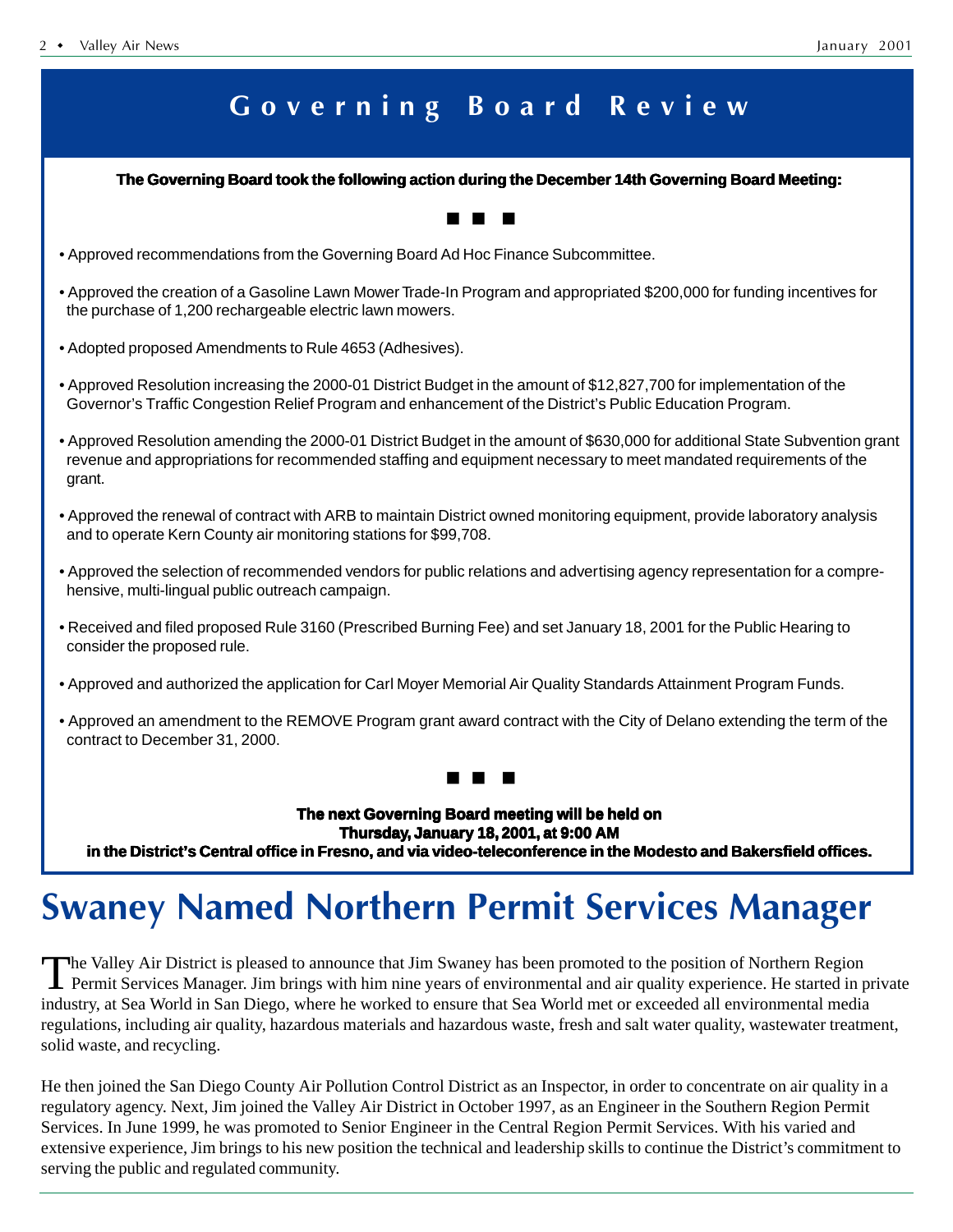# Governing Board Review

**The Governing Board took the following action during the December 14th Governing Board Meeting:**

■ ■ ■

- Approved recommendations from the Governing Board Ad Hoc Finance Subcommittee.
- Approved the creation of a Gasoline Lawn Mower Trade-In Program and appropriated $200,000 for funding incentives for the purchase of 1,200 rechargeable electric lawn mowers.
- Adopted proposed Amendments to Rule 4653 (Adhesives).
- Approved Resolution increasing the 2000-01 District Budget in the amount of $12,827,700 for implementation of the Governor's Traffic Congestion Relief Program and enhancement of the District's Public Education Program.
- Approved Resolution amending the 2000-01 District Budget in the amount of $630,000 for additional State Subvention grant revenue and appropriations for recommended staffing and equipment necessary to meet mandated requirements of the grant.
- Approved the renewal of contract with ARB to maintain District owned monitoring equipment, provide laboratory analysis and to operate Kern County air monitoring stations for $99,708.
- Approved the selection of recommended vendors for public relations and advertising agency representation for a comprehensive, multi-lingual public outreach campaign.
- Received and filed proposed Rule 3160 (Prescribed Burning Fee) and set January 18, 2001 for the Public Hearing to consider the proposed rule.
- Approved and authorized the application for Carl Moyer Memorial Air Quality Standards Attainment Program Funds.
- Approved an amendment to the REMOVE Program grant award contract with the City of Delano extending the term of the contract to December 31, 2000.

■ ■ ■

**The next Governing Board meeting will be held on**
**Thursday, January 18, 2001, at 9:00 AM**
**in the District's Central office in Fresno, and via video-teleconference in the Modesto and Bakersfield offices.**

# Swaney Named Northern Permit Services Manager

The Valley Air District is pleased to announce that Jim Swaney has been promoted to the position of Northern Region Permit Services Manager. Jim brings with him nine years of environmental and air quality experience. He started in private industry, at Sea World in San Diego, where he worked to ensure that Sea World met or exceeded all environmental media regulations, including air quality, hazardous materials and hazardous waste, fresh and salt water quality, wastewater treatment, solid waste, and recycling.

He then joined the San Diego County Air Pollution Control District as an Inspector, in order to concentrate on air quality in a regulatory agency. Next, Jim joined the Valley Air District in October 1997, as an Engineer in the Southern Region Permit Services. In June 1999, he was promoted to Senior Engineer in the Central Region Permit Services. With his varied and extensive experience, Jim brings to his new position the technical and leadership skills to continue the District's commitment to serving the public and regulated community.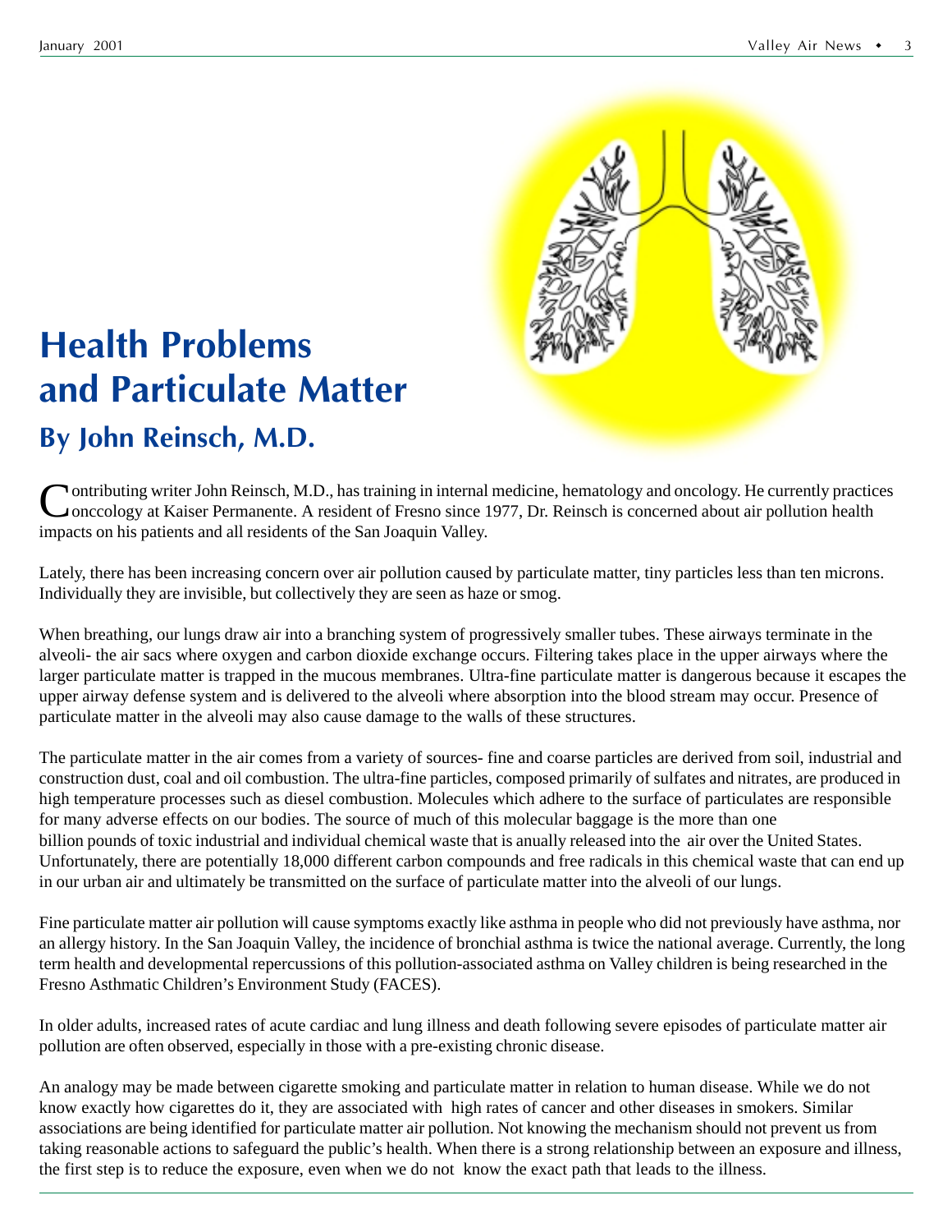# Health Problems and Particulate Matter

## By John Reinsch, M.D.

Contributing writer John Reinsch, M.D., has training in internal medicine, hematology and oncology. He currently practices onccology at Kaiser Permanente. A resident of Fresno since 1977, Dr. Reinsch is concerned about air pollution health impacts on his patients and all residents of the San Joaquin Valley.

Lately, there has been increasing concern over air pollution caused by particulate matter, tiny particles less than ten microns. Individually they are invisible, but collectively they are seen as haze or smog.

When breathing, our lungs draw air into a branching system of progressively smaller tubes. These airways terminate in the alveoli- the air sacs where oxygen and carbon dioxide exchange occurs. Filtering takes place in the upper airways where the larger particulate matter is trapped in the mucous membranes. Ultra-fine particulate matter is dangerous because it escapes the upper airway defense system and is delivered to the alveoli where absorption into the blood stream may occur. Presence of particulate matter in the alveoli may also cause damage to the walls of these structures.

The particulate matter in the air comes from a variety of sources- fine and coarse particles are derived from soil, industrial and construction dust, coal and oil combustion. The ultra-fine particles, composed primarily of sulfates and nitrates, are produced in high temperature processes such as diesel combustion. Molecules which adhere to the surface of particulates are responsible for many adverse effects on our bodies. The source of much of this molecular baggage is the more than one billion pounds of toxic industrial and individual chemical waste that is anually released into the air over the United States. Unfortunately, there are potentially 18,000 different carbon compounds and free radicals in this chemical waste that can end up in our urban air and ultimately be transmitted on the surface of particulate matter into the alveoli of our lungs.

Fine particulate matter air pollution will cause symptoms exactly like asthma in people who did not previously have asthma, nor an allergy history. In the San Joaquin Valley, the incidence of bronchial asthma is twice the national average. Currently, the long term health and developmental repercussions of this pollution-associated asthma on Valley children is being researched in the Fresno Asthmatic Children's Environment Study (FACES).

In older adults, increased rates of acute cardiac and lung illness and death following severe episodes of particulate matter air pollution are often observed, especially in those with a pre-existing chronic disease.

An analogy may be made between cigarette smoking and particulate matter in relation to human disease. While we do not know exactly how cigarettes do it, they are associated with high rates of cancer and other diseases in smokers. Similar associations are being identified for particulate matter air pollution. Not knowing the mechanism should not prevent us from taking reasonable actions to safeguard the public's health. When there is a strong relationship between an exposure and illness, the first step is to reduce the exposure, even when we do not know the exact path that leads to the illness.